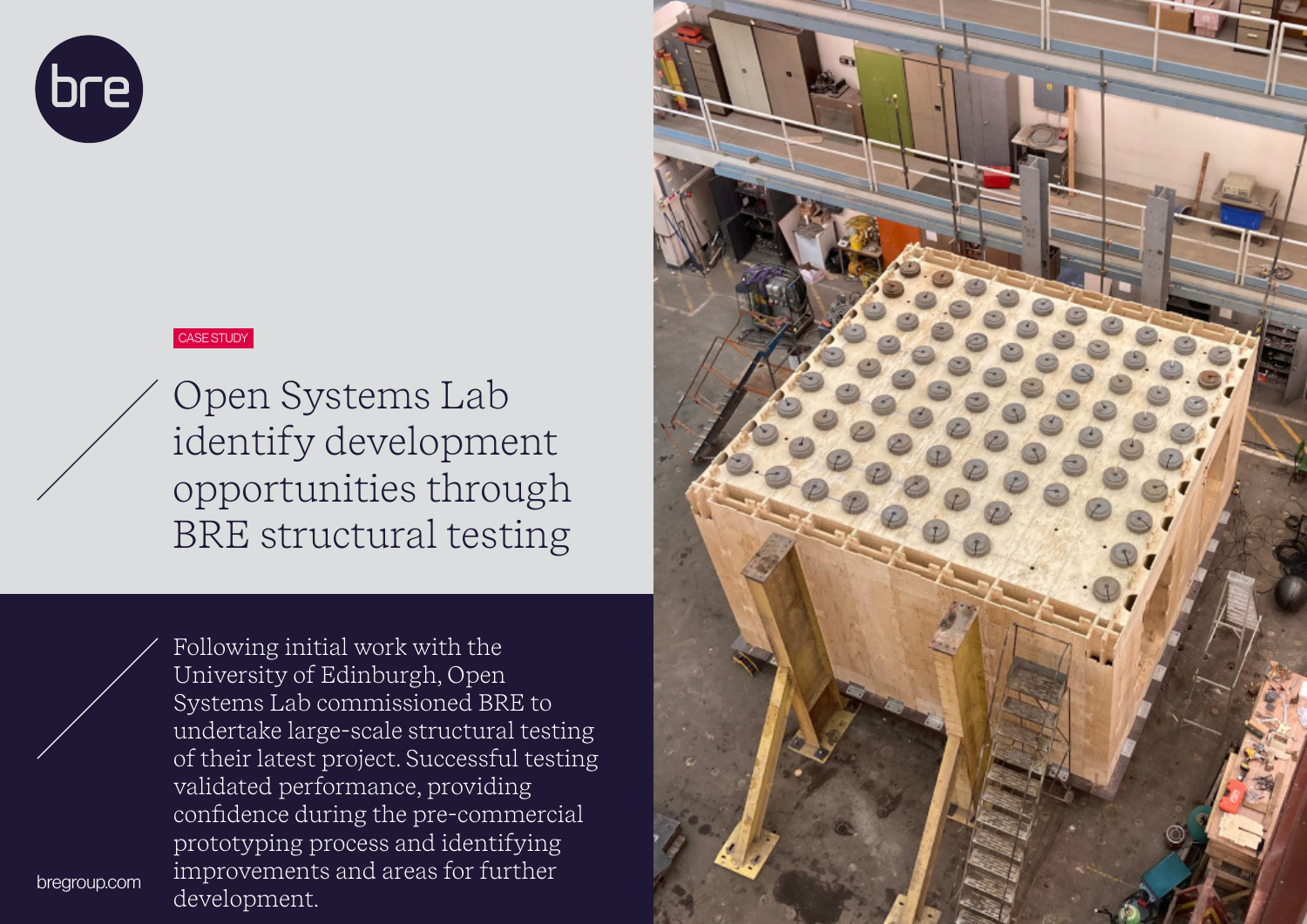bre

CASE STUDY

# Open Systems Lab identify development opportunities through BRE structural testing

Following initial work with the University of Edinburgh, Open Systems Lab commissioned BRE to undertake large-scale structural testing of their latest project. Successful testing validated performance, providing confidence during the pre-commercial prototyping process and identifying improvements and areas for further development.

bregroup.com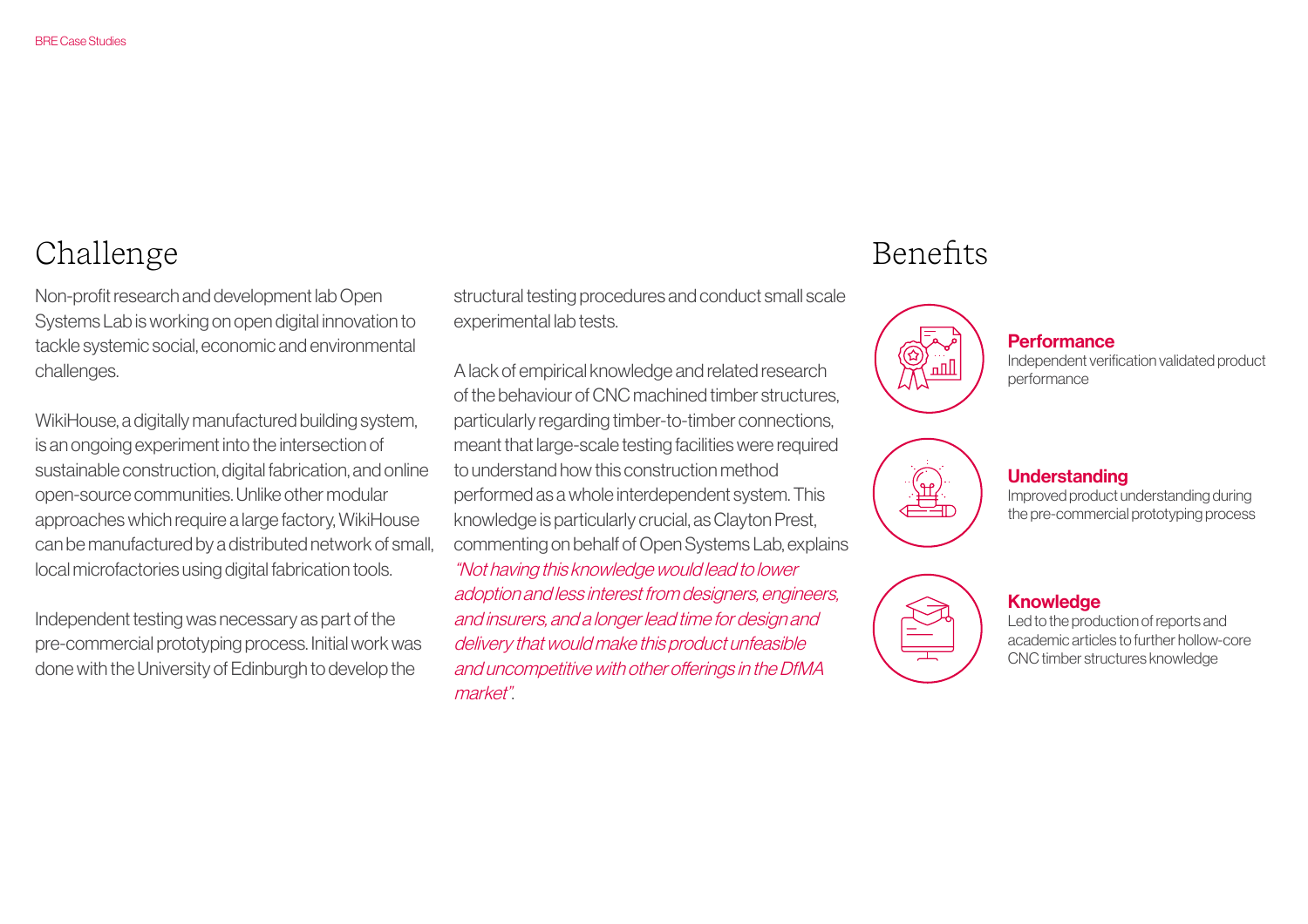## Challenge

Non-profit research and development lab Open Systems Lab is working on open digital innovation to tackle systemic social, economic and environmental challenges.

WikiHouse, a digitally manufactured building system, is an ongoing experiment into the intersection of sustainable construction, digital fabrication, and online open-source communities. Unlike other modular approaches which require a large factory, WikiHouse can be manufactured by a distributed network of small, local microfactories using digital fabrication tools.

Independent testing was necessary as part of the pre-commercial prototyping process. Initial work was done with the University of Edinburgh to develop the structural testing procedures and conduct small scale experimental lab tests.

A lack of empirical knowledge and related research of the behaviour of CNC machined timber structures, particularly regarding timber-to-timber connections, meant that large-scale testing facilities were required to understand how this construction method performed as a whole interdependent system. This knowledge is particularly crucial, as Clayton Prest, commenting on behalf of Open Systems Lab, explains *"Not having this knowledge would lead to lower adoption and less interest from designers, engineers, and insurers, and a longer lead time for design and delivery that would make this product unfeasible and uncompetitive with other offerings in the DfMA market"*.

## Benefits

**Performance**
Independent verification validated product performance

**Understanding**
Improved product understanding during the pre-commercial prototyping process

**Knowledge**
Led to the production of reports and academic articles to further hollow-core CNC timber structures knowledge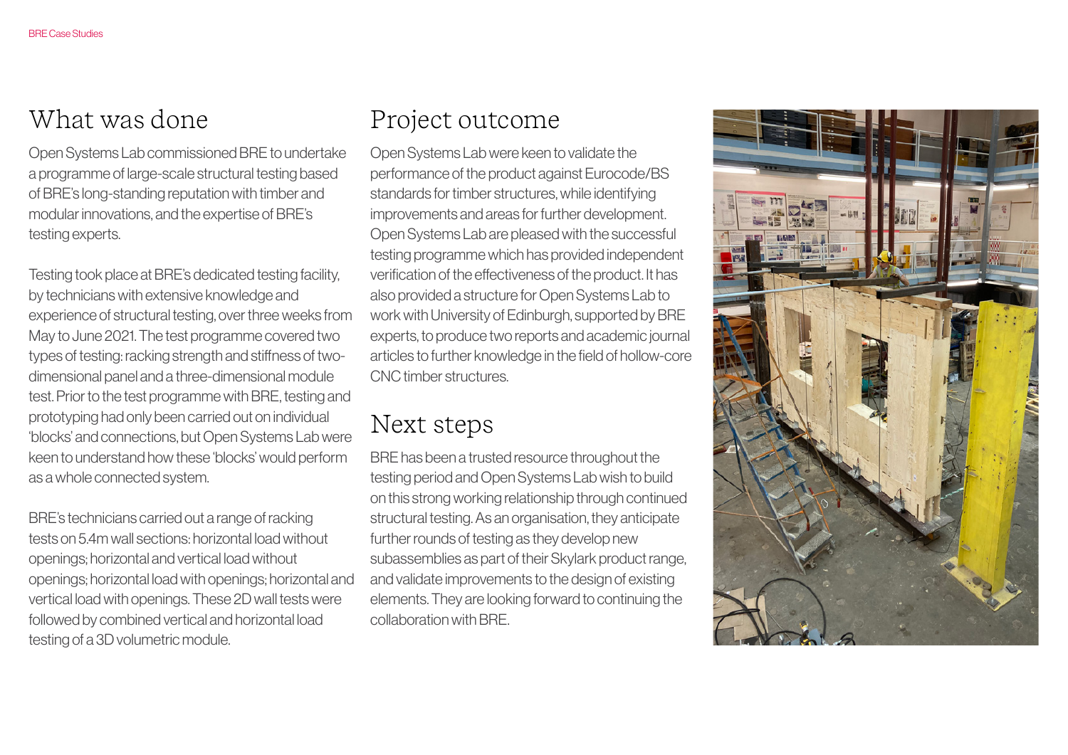## What was done

Open Systems Lab commissioned BRE to undertake a programme of large-scale structural testing based of BRE's long-standing reputation with timber and modular innovations, and the expertise of BRE's testing experts.

Testing took place at BRE's dedicated testing facility, by technicians with extensive knowledge and experience of structural testing, over three weeks from May to June 2021. The test programme covered two types of testing: racking strength and stiffness of two-dimensional panel and a three-dimensional module test. Prior to the test programme with BRE, testing and prototyping had only been carried out on individual 'blocks' and connections, but Open Systems Lab were keen to understand how these 'blocks' would perform as a whole connected system.

BRE's technicians carried out a range of racking tests on 5.4m wall sections: horizontal load without openings; horizontal and vertical load without openings; horizontal load with openings; horizontal and vertical load with openings. These 2D wall tests were followed by combined vertical and horizontal load testing of a 3D volumetric module.

## Project outcome

Open Systems Lab were keen to validate the performance of the product against Eurocode/BS standards for timber structures, while identifying improvements and areas for further development. Open Systems Lab are pleased with the successful testing programme which has provided independent verification of the effectiveness of the product. It has also provided a structure for Open Systems Lab to work with University of Edinburgh, supported by BRE experts, to produce two reports and academic journal articles to further knowledge in the field of hollow-core CNC timber structures.

## Next steps

BRE has been a trusted resource throughout the testing period and Open Systems Lab wish to build on this strong working relationship through continued structural testing. As an organisation, they anticipate further rounds of testing as they develop new subassemblies as part of their Skylark product range, and validate improvements to the design of existing elements. They are looking forward to continuing the collaboration with BRE.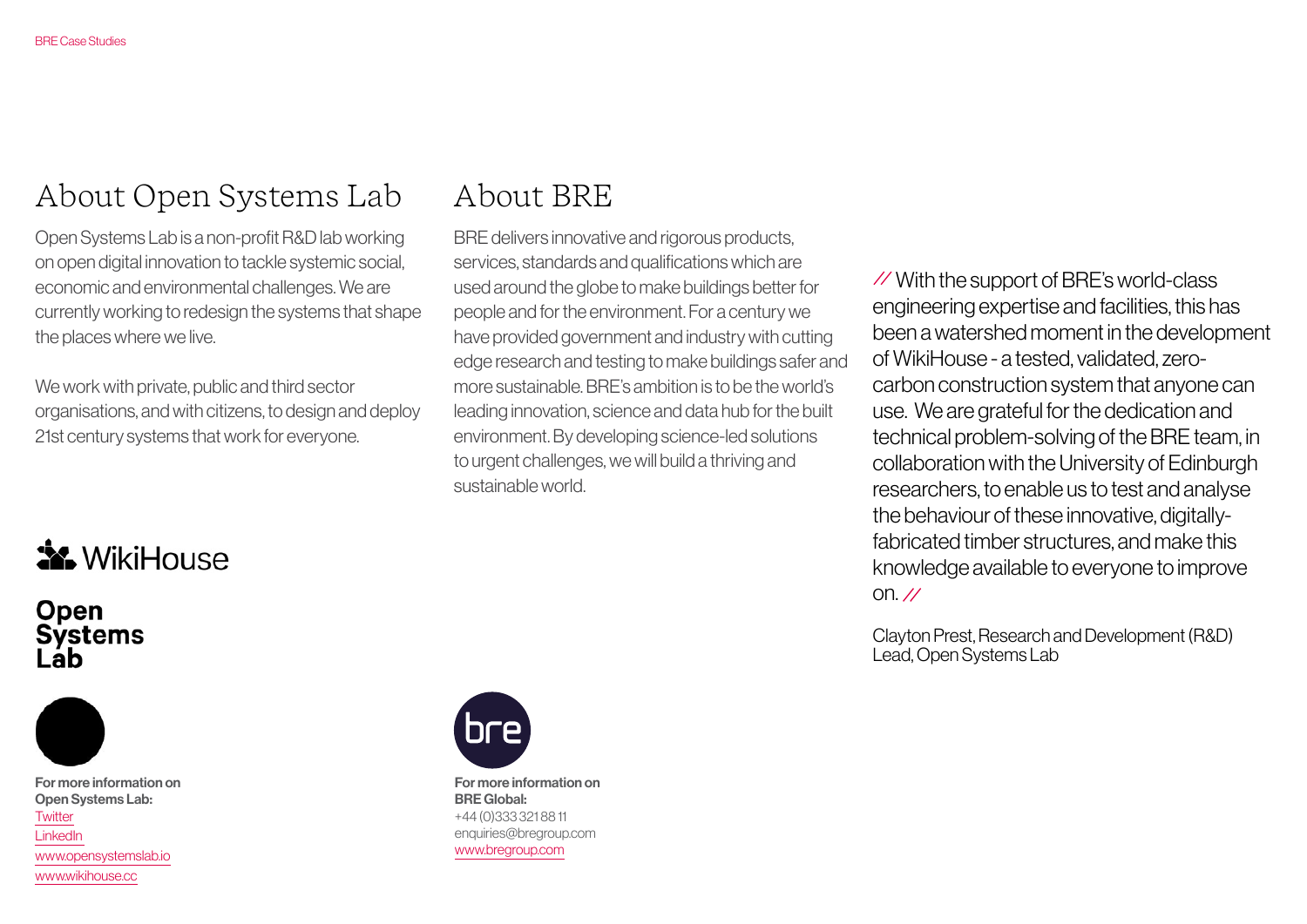## About Open Systems Lab

Open Systems Lab is a non-profit R&D lab working on open digital innovation to tackle systemic social, economic and environmental challenges. We are currently working to redesign the systems that shape the places where we live.

We work with private, public and third sector organisations, and with citizens, to design and deploy 21st century systems that work for everyone.

WikiHouse

Open Systems Lab

**For more information on Open Systems Lab:**
Twitter
LinkedIn
www.opensystemslab.io
www.wikihouse.cc

## About BRE

BRE delivers innovative and rigorous products, services, standards and qualifications which are used around the globe to make buildings better for people and for the environment. For a century we have provided government and industry with cutting edge research and testing to make buildings safer and more sustainable. BRE's ambition is to be the world's leading innovation, science and data hub for the built environment. By developing science-led solutions to urgent challenges, we will build a thriving and sustainable world.

**For more information on BRE Global:**
+44 (0)333 321 88 11
enquiries@bregroup.com
www.bregroup.com

// With the support of BRE's world-class engineering expertise and facilities, this has been a watershed moment in the development of WikiHouse - a tested, validated, zero-carbon construction system that anyone can use. We are grateful for the dedication and technical problem-solving of the BRE team, in collaboration with the University of Edinburgh researchers, to enable us to test and analyse the behaviour of these innovative, digitally-fabricated timber structures, and make this knowledge available to everyone to improve on. //

Clayton Prest, Research and Development (R&D) Lead, Open Systems Lab